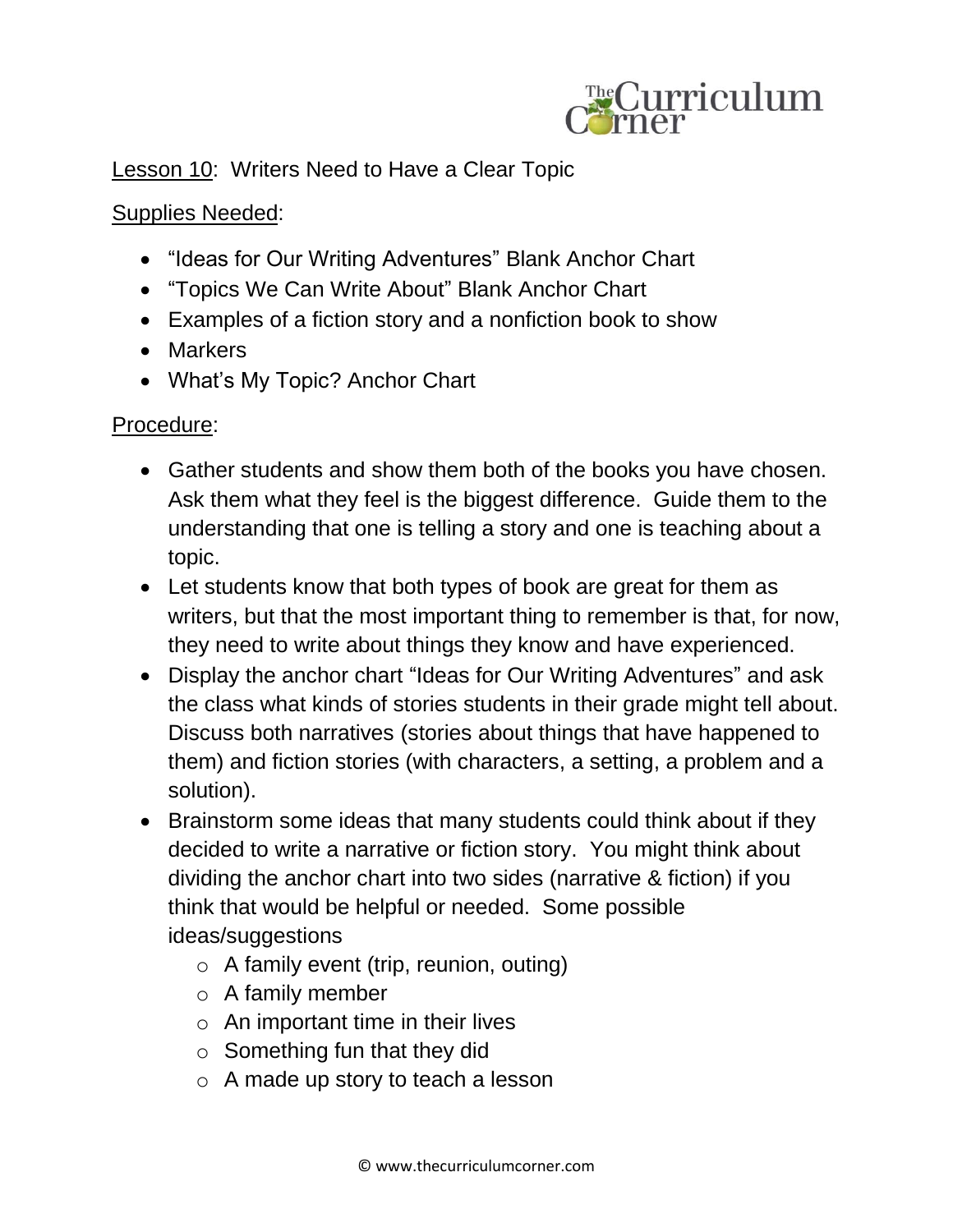Lesson 10: Writers Need to Have a Clear Topic

Supplies Needed:

- "Ideas for Our Writing Adventures" Blank Anchor Chart
- "Topics We Can Write About" Blank Anchor Chart
- Examples of a fiction story and a nonfiction book to show
- Markers
- What's My Topic? Anchor Chart

Procedure:

- Gather students and show them both of the books you have chosen. Ask them what they feel is the biggest difference. Guide them to the understanding that one is telling a story and one is teaching about a topic.
- Let students know that both types of book are great for them as writers, but that the most important thing to remember is that, for now, they need to write about things they know and have experienced.
- Display the anchor chart "Ideas for Our Writing Adventures" and ask the class what kinds of stories students in their grade might tell about. Discuss both narratives (stories about things that have happened to them) and fiction stories (with characters, a setting, a problem and a solution).
- Brainstorm some ideas that many students could think about if they decided to write a narrative or fiction story. You might think about dividing the anchor chart into two sides (narrative & fiction) if you think that would be helpful or needed. Some possible ideas/suggestions
  - A family event (trip, reunion, outing)
  - A family member
  - An important time in their lives
  - Something fun that they did
  - A made up story to teach a lesson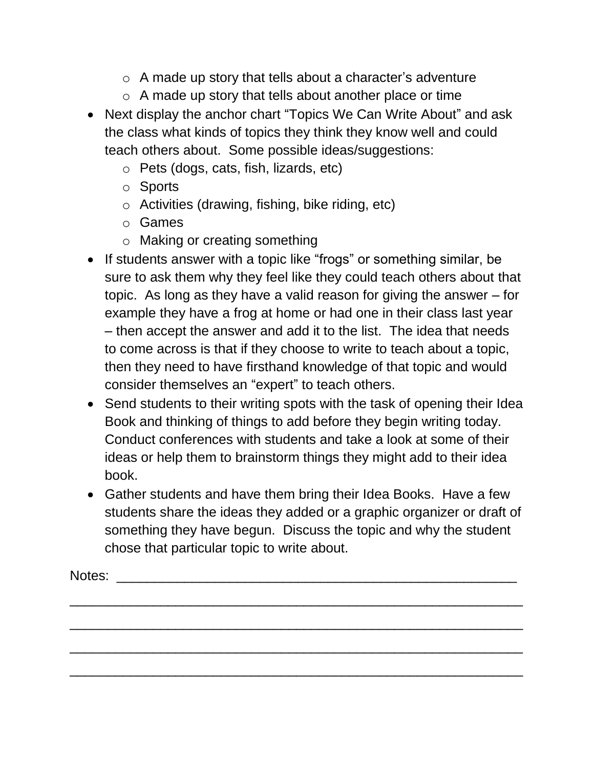- A made up story that tells about a character's adventure
  - A made up story that tells about another place or time
- Next display the anchor chart "Topics We Can Write About" and ask the class what kinds of topics they think they know well and could teach others about. Some possible ideas/suggestions:
  - Pets (dogs, cats, fish, lizards, etc)
  - Sports
  - Activities (drawing, fishing, bike riding, etc)
  - Games
  - Making or creating something
- If students answer with a topic like "frogs" or something similar, be sure to ask them why they feel like they could teach others about that topic. As long as they have a valid reason for giving the answer – for example they have a frog at home or had one in their class last year – then accept the answer and add it to the list. The idea that needs to come across is that if they choose to write to teach about a topic, then they need to have firsthand knowledge of that topic and would consider themselves an "expert" to teach others.
- Send students to their writing spots with the task of opening their Idea Book and thinking of things to add before they begin writing today. Conduct conferences with students and take a look at some of their ideas or help them to brainstorm things they might add to their idea book.
- Gather students and have them bring their Idea Books. Have a few students share the ideas they added or a graphic organizer or draft of something they have begun. Discuss the topic and why the student chose that particular topic to write about.

Notes: _______________________________________________________

_____________________________________________________________

_____________________________________________________________

_____________________________________________________________

_____________________________________________________________